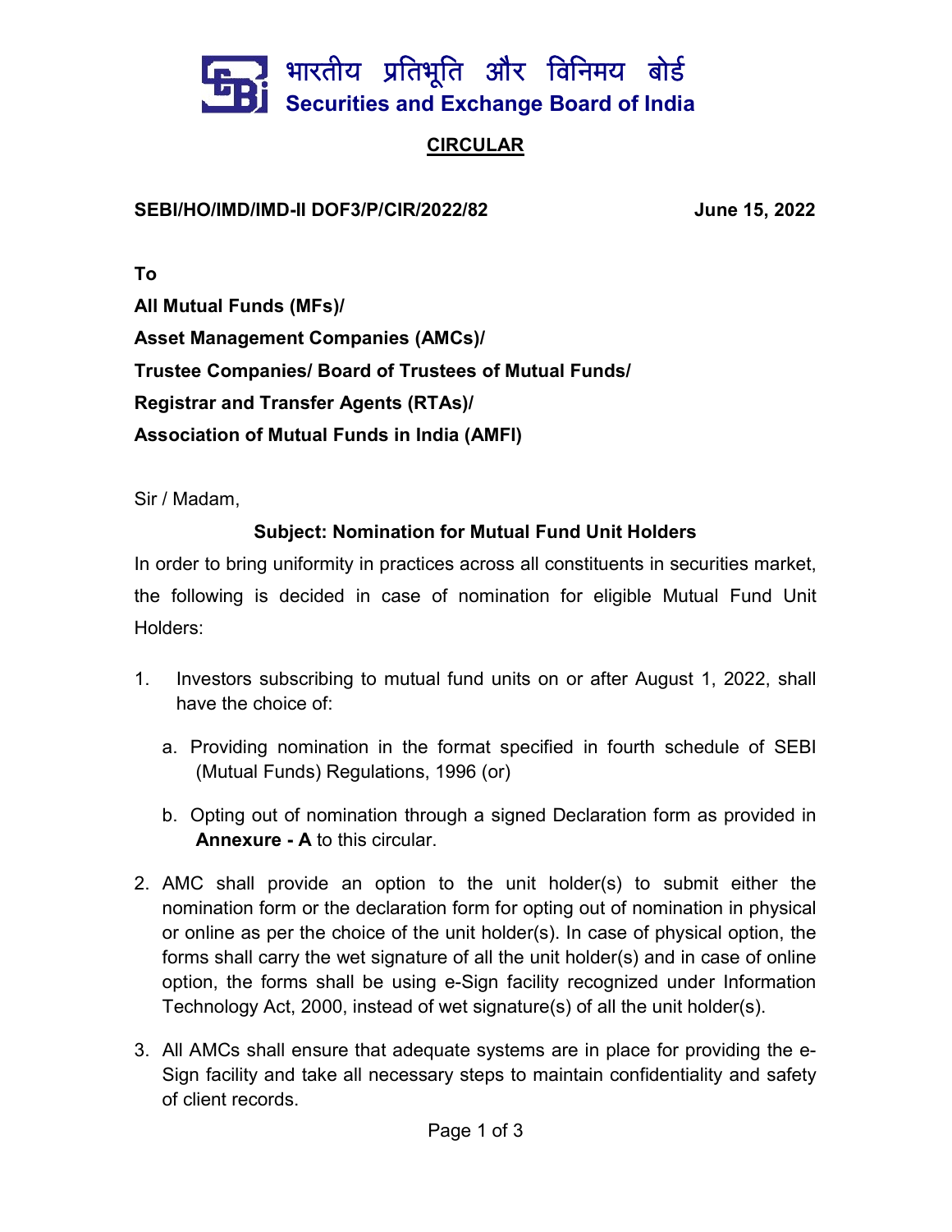भारतीय प्रतिभूति और विनिमय बोर्ड
**Securities and Exchange Board of India**

## CIRCULAR

**SEBI/HO/IMD/IMD-II DOF3/P/CIR/2022/82** **June 15, 2022**

**To**

**All Mutual Funds (MFs)/**

**Asset Management Companies (AMCs)/**

**Trustee Companies/ Board of Trustees of Mutual Funds/**

**Registrar and Transfer Agents (RTAs)/**

**Association of Mutual Funds in India (AMFI)**

Sir / Madam,

**Subject: Nomination for Mutual Fund Unit Holders**

In order to bring uniformity in practices across all constituents in securities market, the following is decided in case of nomination for eligible Mutual Fund Unit Holders:

1. Investors subscribing to mutual fund units on or after August 1, 2022, shall have the choice of:

   a. Providing nomination in the format specified in fourth schedule of SEBI (Mutual Funds) Regulations, 1996 (or)

   b. Opting out of nomination through a signed Declaration form as provided in **Annexure - A** to this circular.

2. AMC shall provide an option to the unit holder(s) to submit either the nomination form or the declaration form for opting out of nomination in physical or online as per the choice of the unit holder(s). In case of physical option, the forms shall carry the wet signature of all the unit holder(s) and in case of online option, the forms shall be using e-Sign facility recognized under Information Technology Act, 2000, instead of wet signature(s) of all the unit holder(s).

3. All AMCs shall ensure that adequate systems are in place for providing the e-Sign facility and take all necessary steps to maintain confidentiality and safety of client records.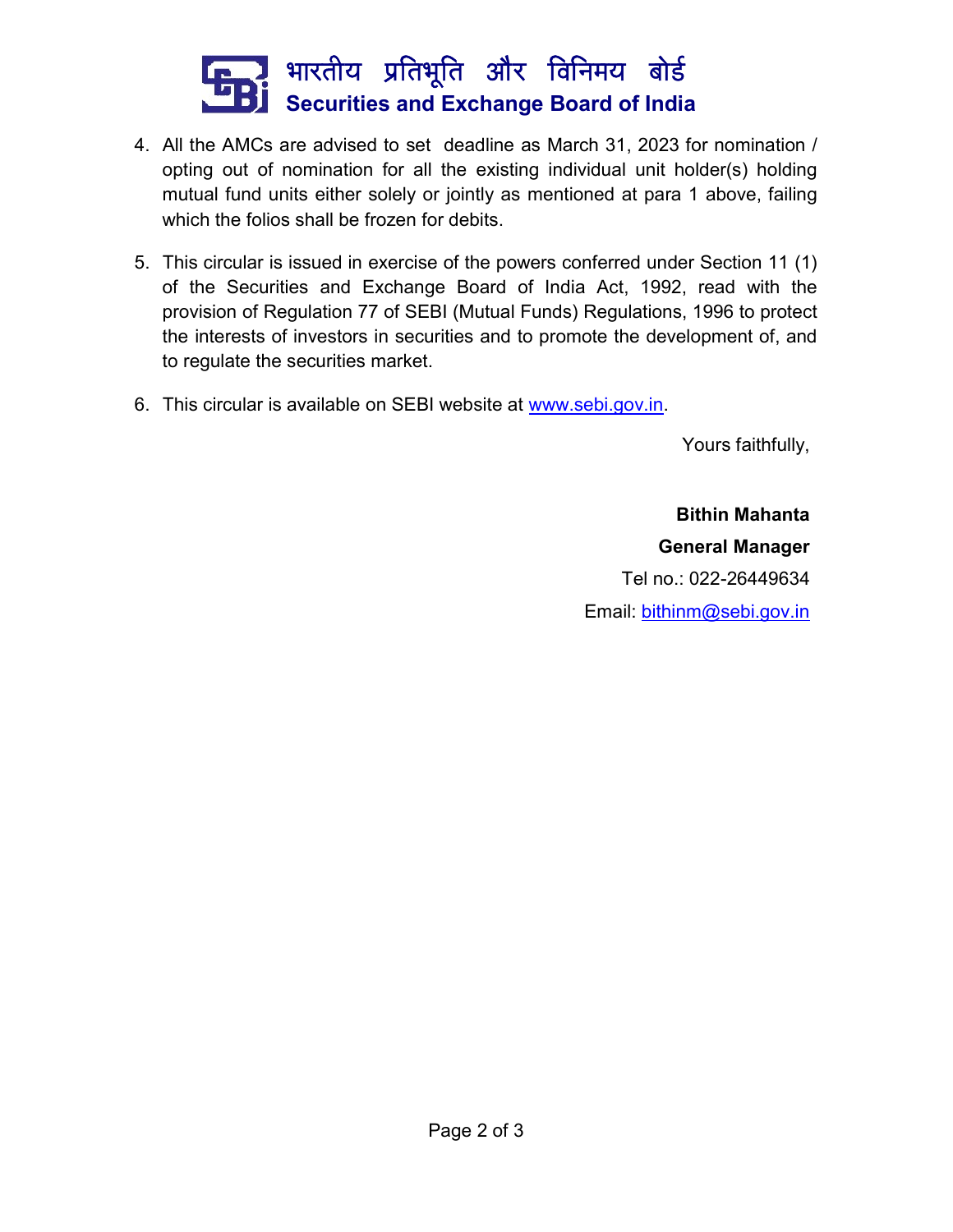4. All the AMCs are advised to set deadline as March 31, 2023 for nomination / opting out of nomination for all the existing individual unit holder(s) holding mutual fund units either solely or jointly as mentioned at para 1 above, failing which the folios shall be frozen for debits.

5. This circular is issued in exercise of the powers conferred under Section 11 (1) of the Securities and Exchange Board of India Act, 1992, read with the provision of Regulation 77 of SEBI (Mutual Funds) Regulations, 1996 to protect the interests of investors in securities and to promote the development of, and to regulate the securities market.

6. This circular is available on SEBI website at www.sebi.gov.in.

Yours faithfully,

**Bithin Mahanta**

**General Manager**

Tel no.: 022-26449634

Email: bithinm@sebi.gov.in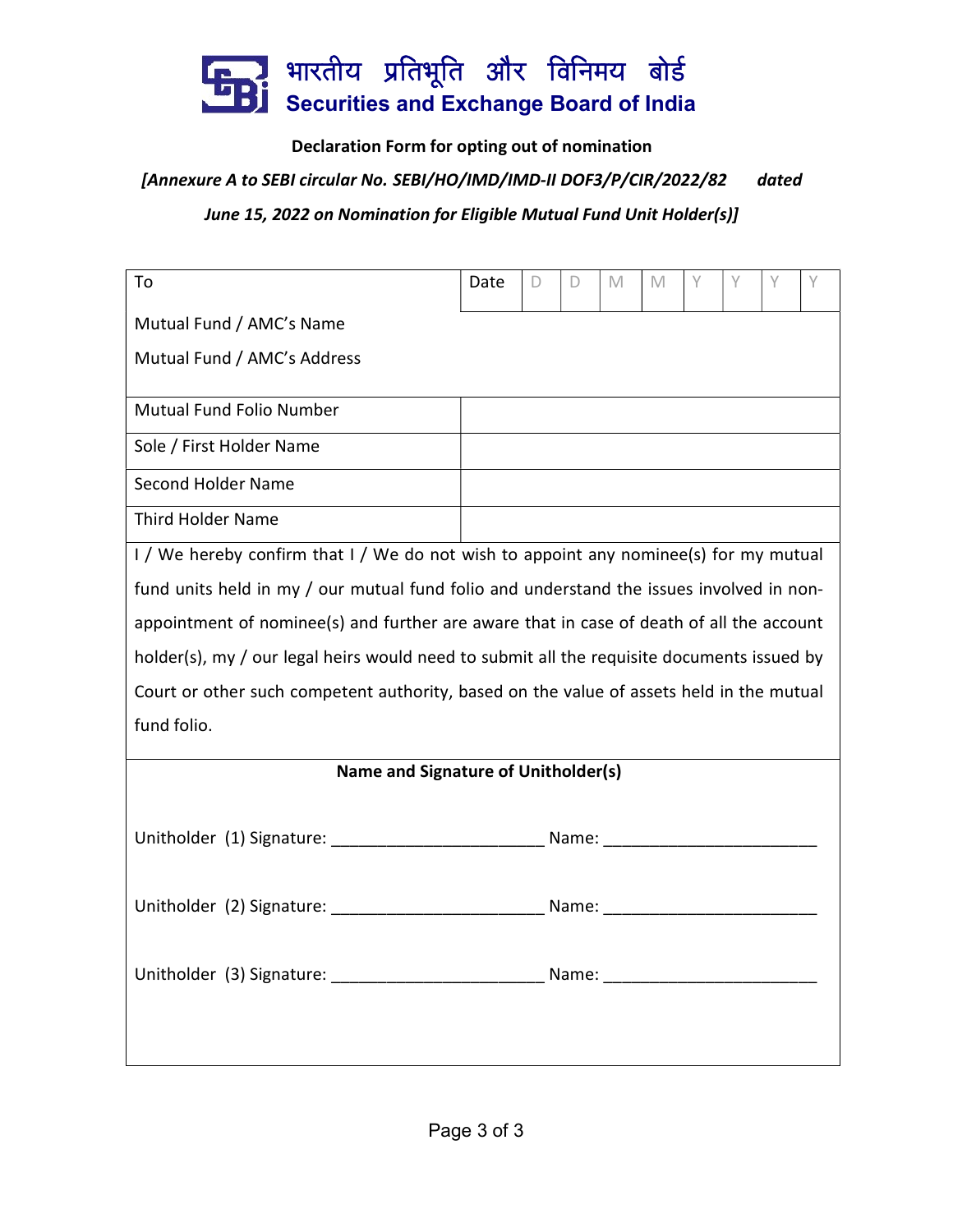भारतीय प्रतिभूति और विनिमय बोर्ड
**Securities and Exchange Board of India**

**Declaration Form for opting out of nomination**

***[Annexure A to SEBI circular No. SEBI/HO/IMD/IMD-II DOF3/P/CIR/2022/82 dated June 15, 2022 on Nomination for Eligible Mutual Fund Unit Holder(s)]***

| | | | | | | | | | |
|---|---|---|---|---|---|---|---|---|---|
| To | Date | D | D | M | M | Y | Y | Y | Y |
| Mutual Fund / AMC's Name<br>Mutual Fund / AMC's Address | | | | | | | | | |
| Mutual Fund Folio Number | | | | | | | | | |
| Sole / First Holder Name | | | | | | | | | |
| Second Holder Name | | | | | | | | | |
| Third Holder Name | | | | | | | | | |

I / We hereby confirm that I / We do not wish to appoint any nominee(s) for my mutual fund units held in my / our mutual fund folio and understand the issues involved in non-appointment of nominee(s) and further are aware that in case of death of all the account holder(s), my / our legal heirs would need to submit all the requisite documents issued by Court or other such competent authority, based on the value of assets held in the mutual fund folio.

**Name and Signature of Unitholder(s)**

Unitholder (1) Signature: ______________________ Name: ______________________

Unitholder (2) Signature: ______________________ Name: ______________________

Unitholder (3) Signature: ______________________ Name: ______________________